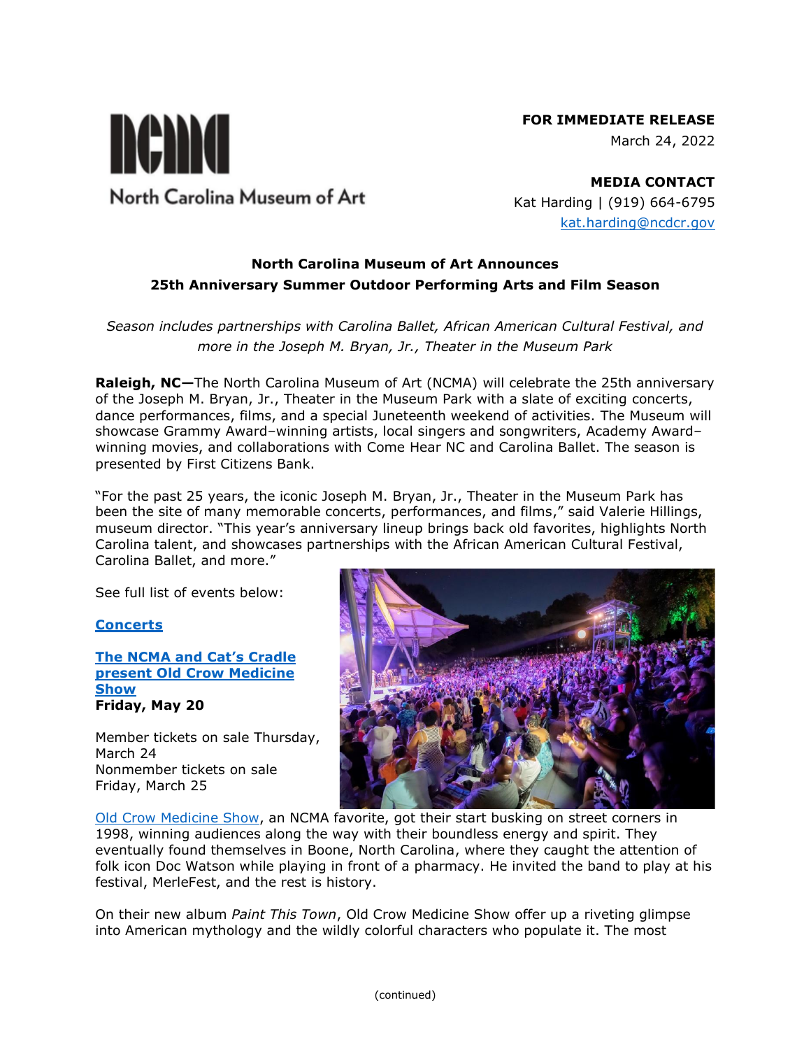**FOR IMMEDIATE RELEASE**
March 24, 2022

**MEDIA CONTACT**
Kat Harding | (919) 664-6795
kat.harding@ncdcr.gov

North Carolina Museum of Art

# North Carolina Museum of Art Announces 25th Anniversary Summer Outdoor Performing Arts and Film Season

*Season includes partnerships with Carolina Ballet, African American Cultural Festival, and more in the Joseph M. Bryan, Jr., Theater in the Museum Park*

**Raleigh, NC—**The North Carolina Museum of Art (NCMA) will celebrate the 25th anniversary of the Joseph M. Bryan, Jr., Theater in the Museum Park with a slate of exciting concerts, dance performances, films, and a special Juneteenth weekend of activities. The Museum will showcase Grammy Award–winning artists, local singers and songwriters, Academy Award–winning movies, and collaborations with Come Hear NC and Carolina Ballet. The season is presented by First Citizens Bank.

"For the past 25 years, the iconic Joseph M. Bryan, Jr., Theater in the Museum Park has been the site of many memorable concerts, performances, and films," said Valerie Hillings, museum director. "This year's anniversary lineup brings back old favorites, highlights North Carolina talent, and showcases partnerships with the African American Cultural Festival, Carolina Ballet, and more."

See full list of events below:

## Concerts

### The NCMA and Cat's Cradle present Old Crow Medicine Show

**Friday, May 20**

Member tickets on sale Thursday, March 24
Nonmember tickets on sale Friday, March 25

Old Crow Medicine Show, an NCMA favorite, got their start busking on street corners in 1998, winning audiences along the way with their boundless energy and spirit. They eventually found themselves in Boone, North Carolina, where they caught the attention of folk icon Doc Watson while playing in front of a pharmacy. He invited the band to play at his festival, MerleFest, and the rest is history.

On their new album *Paint This Town*, Old Crow Medicine Show offer up a riveting glimpse into American mythology and the wildly colorful characters who populate it. The most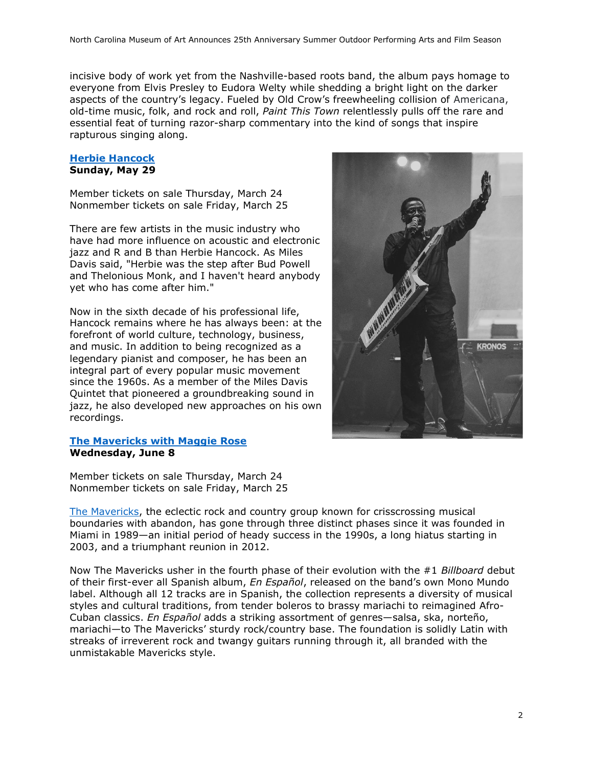incisive body of work yet from the Nashville-based roots band, the album pays homage to everyone from Elvis Presley to Eudora Welty while shedding a bright light on the darker aspects of the country's legacy. Fueled by Old Crow's freewheeling collision of Americana, old-time music, folk, and rock and roll, *Paint This Town* relentlessly pulls off the rare and essential feat of turning razor-sharp commentary into the kind of songs that inspire rapturous singing along.

**Herbie Hancock**
**Sunday, May 29**

Member tickets on sale Thursday, March 24
Nonmember tickets on sale Friday, March 25

There are few artists in the music industry who have had more influence on acoustic and electronic jazz and R and B than Herbie Hancock. As Miles Davis said, "Herbie was the step after Bud Powell and Thelonious Monk, and I haven't heard anybody yet who has come after him."

Now in the sixth decade of his professional life, Hancock remains where he has always been: at the forefront of world culture, technology, business, and music. In addition to being recognized as a legendary pianist and composer, he has been an integral part of every popular music movement since the 1960s. As a member of the Miles Davis Quintet that pioneered a groundbreaking sound in jazz, he also developed new approaches on his own recordings.

**The Mavericks with Maggie Rose**
**Wednesday, June 8**

Member tickets on sale Thursday, March 24
Nonmember tickets on sale Friday, March 25

The Mavericks, the eclectic rock and country group known for crisscrossing musical boundaries with abandon, has gone through three distinct phases since it was founded in Miami in 1989—an initial period of heady success in the 1990s, a long hiatus starting in 2003, and a triumphant reunion in 2012.

Now The Mavericks usher in the fourth phase of their evolution with the #1 *Billboard* debut of their first-ever all Spanish album, *En Español*, released on the band's own Mono Mundo label. Although all 12 tracks are in Spanish, the collection represents a diversity of musical styles and cultural traditions, from tender boleros to brassy mariachi to reimagined Afro-Cuban classics. *En Español* adds a striking assortment of genres—salsa, ska, norteño, mariachi—to The Mavericks' sturdy rock/country base. The foundation is solidly Latin with streaks of irreverent rock and twangy guitars running through it, all branded with the unmistakable Mavericks style.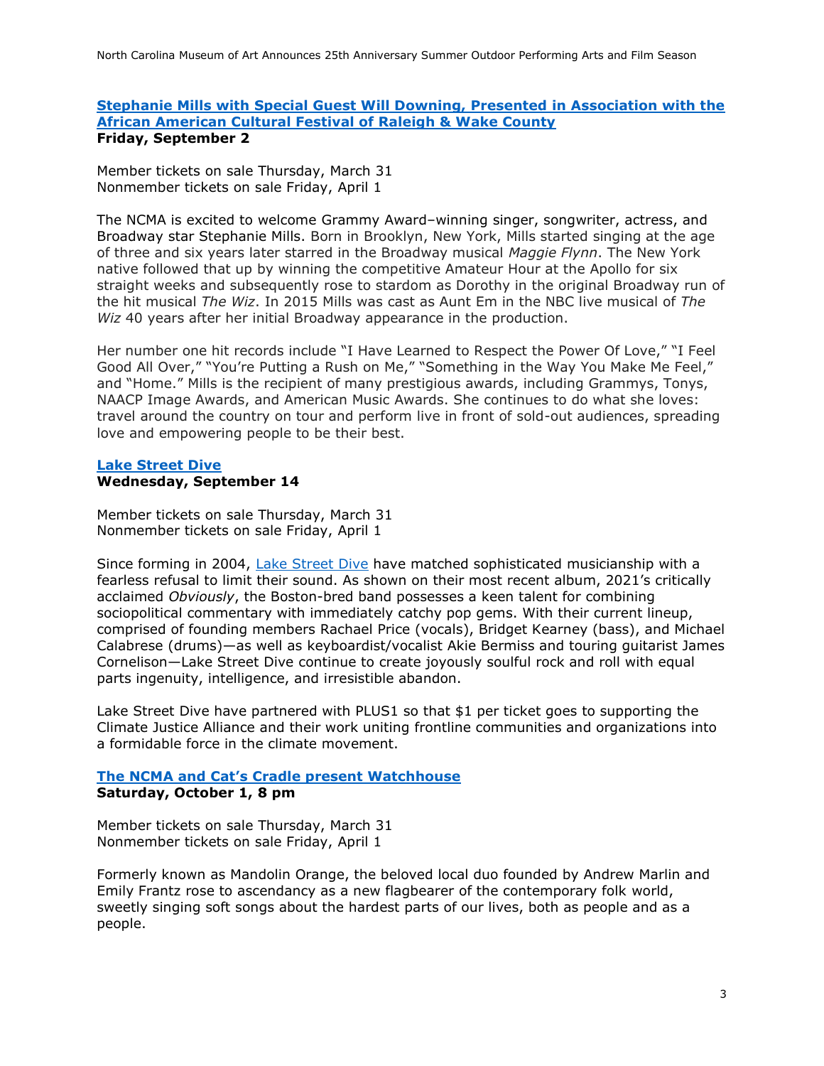### [Stephanie Mills with Special Guest Will Downing, Presented in Association with the African American Cultural Festival of Raleigh & Wake County]

**Friday, September 2**

Member tickets on sale Thursday, March 31
Nonmember tickets on sale Friday, April 1

The NCMA is excited to welcome Grammy Award–winning singer, songwriter, actress, and Broadway star Stephanie Mills. Born in Brooklyn, New York, Mills started singing at the age of three and six years later starred in the Broadway musical *Maggie Flynn*. The New York native followed that up by winning the competitive Amateur Hour at the Apollo for six straight weeks and subsequently rose to stardom as Dorothy in the original Broadway run of the hit musical *The Wiz*. In 2015 Mills was cast as Aunt Em in the NBC live musical of *The Wiz* 40 years after her initial Broadway appearance in the production.

Her number one hit records include "I Have Learned to Respect the Power Of Love," "I Feel Good All Over," "You're Putting a Rush on Me," "Something in the Way You Make Me Feel," and "Home." Mills is the recipient of many prestigious awards, including Grammys, Tonys, NAACP Image Awards, and American Music Awards. She continues to do what she loves: travel around the country on tour and perform live in front of sold-out audiences, spreading love and empowering people to be their best.

### [Lake Street Dive]

**Wednesday, September 14**

Member tickets on sale Thursday, March 31
Nonmember tickets on sale Friday, April 1

Since forming in 2004, [Lake Street Dive] have matched sophisticated musicianship with a fearless refusal to limit their sound. As shown on their most recent album, 2021's critically acclaimed *Obviously*, the Boston-bred band possesses a keen talent for combining sociopolitical commentary with immediately catchy pop gems. With their current lineup, comprised of founding members Rachael Price (vocals), Bridget Kearney (bass), and Michael Calabrese (drums)—as well as keyboardist/vocalist Akie Bermiss and touring guitarist James Cornelison—Lake Street Dive continue to create joyously soulful rock and roll with equal parts ingenuity, intelligence, and irresistible abandon.

Lake Street Dive have partnered with PLUS1 so that $1 per ticket goes to supporting the Climate Justice Alliance and their work uniting frontline communities and organizations into a formidable force in the climate movement.

### [The NCMA and Cat's Cradle present Watchhouse]

**Saturday, October 1, 8 pm**

Member tickets on sale Thursday, March 31
Nonmember tickets on sale Friday, April 1

Formerly known as Mandolin Orange, the beloved local duo founded by Andrew Marlin and Emily Frantz rose to ascendancy as a new flagbearer of the contemporary folk world, sweetly singing soft songs about the hardest parts of our lives, both as people and as a people.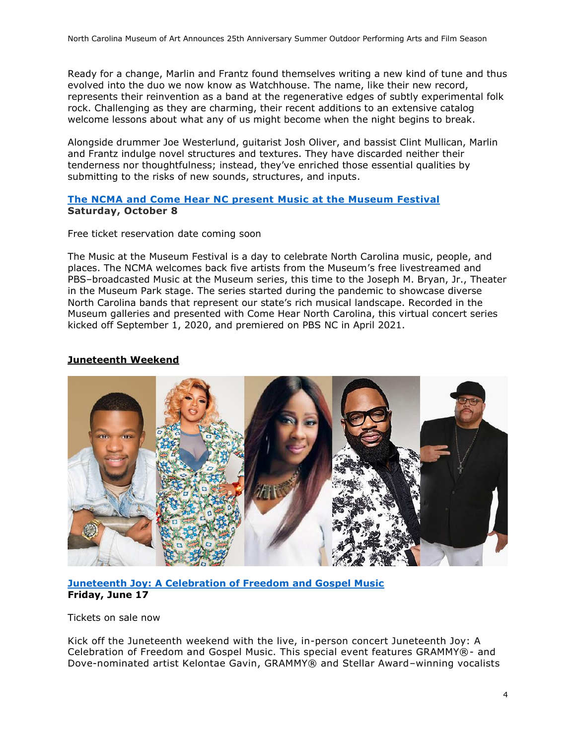Ready for a change, Marlin and Frantz found themselves writing a new kind of tune and thus evolved into the duo we now know as Watchhouse. The name, like their new record, represents their reinvention as a band at the regenerative edges of subtly experimental folk rock. Challenging as they are charming, their recent additions to an extensive catalog welcome lessons about what any of us might become when the night begins to break.

Alongside drummer Joe Westerlund, guitarist Josh Oliver, and bassist Clint Mullican, Marlin and Frantz indulge novel structures and textures. They have discarded neither their tenderness nor thoughtfulness; instead, they've enriched those essential qualities by submitting to the risks of new sounds, structures, and inputs.

**The NCMA and Come Hear NC present Music at the Museum Festival**
**Saturday, October 8**

Free ticket reservation date coming soon

The Music at the Museum Festival is a day to celebrate North Carolina music, people, and places. The NCMA welcomes back five artists from the Museum's free livestreamed and PBS–broadcasted Music at the Museum series, this time to the Joseph M. Bryan, Jr., Theater in the Museum Park stage. The series started during the pandemic to showcase diverse North Carolina bands that represent our state's rich musical landscape. Recorded in the Museum galleries and presented with Come Hear North Carolina, this virtual concert series kicked off September 1, 2020, and premiered on PBS NC in April 2021.

## Juneteenth Weekend

**Juneteenth Joy: A Celebration of Freedom and Gospel Music**
**Friday, June 17**

Tickets on sale now

Kick off the Juneteenth weekend with the live, in-person concert Juneteenth Joy: A Celebration of Freedom and Gospel Music. This special event features GRAMMY®- and Dove-nominated artist Kelontae Gavin, GRAMMY® and Stellar Award–winning vocalists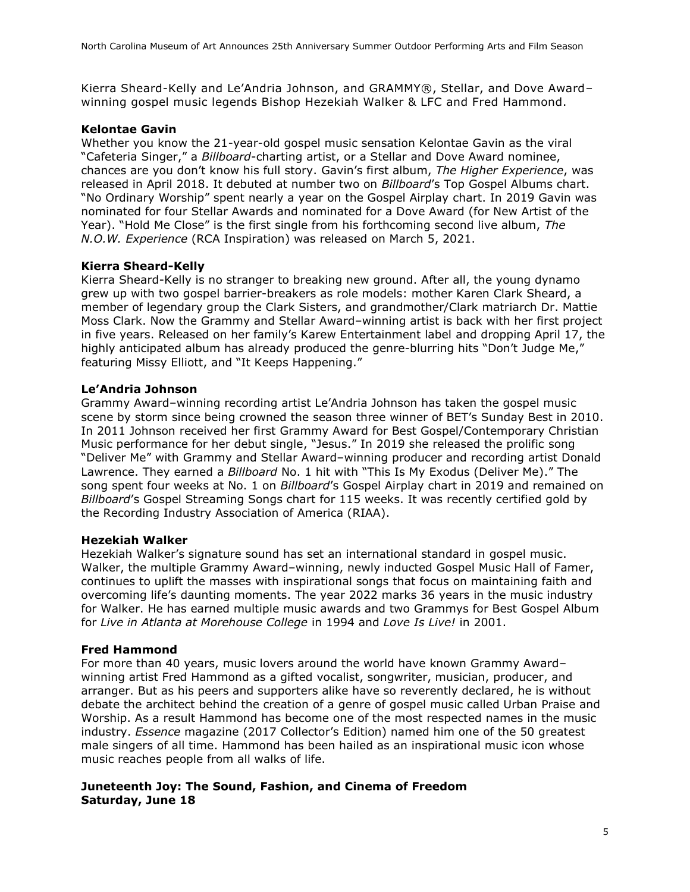Kierra Sheard-Kelly and Le'Andria Johnson, and GRAMMY®, Stellar, and Dove Award–winning gospel music legends Bishop Hezekiah Walker & LFC and Fred Hammond.

**Kelontae Gavin**
Whether you know the 21-year-old gospel music sensation Kelontae Gavin as the viral "Cafeteria Singer," a *Billboard*-charting artist, or a Stellar and Dove Award nominee, chances are you don't know his full story. Gavin's first album, *The Higher Experience*, was released in April 2018. It debuted at number two on *Billboard*'s Top Gospel Albums chart. "No Ordinary Worship" spent nearly a year on the Gospel Airplay chart. In 2019 Gavin was nominated for four Stellar Awards and nominated for a Dove Award (for New Artist of the Year). "Hold Me Close" is the first single from his forthcoming second live album, *The N.O.W. Experience* (RCA Inspiration) was released on March 5, 2021.

**Kierra Sheard-Kelly**
Kierra Sheard-Kelly is no stranger to breaking new ground. After all, the young dynamo grew up with two gospel barrier-breakers as role models: mother Karen Clark Sheard, a member of legendary group the Clark Sisters, and grandmother/Clark matriarch Dr. Mattie Moss Clark. Now the Grammy and Stellar Award–winning artist is back with her first project in five years. Released on her family's Karew Entertainment label and dropping April 17, the highly anticipated album has already produced the genre-blurring hits "Don't Judge Me," featuring Missy Elliott, and "It Keeps Happening."

**Le'Andria Johnson**
Grammy Award–winning recording artist Le'Andria Johnson has taken the gospel music scene by storm since being crowned the season three winner of BET's Sunday Best in 2010. In 2011 Johnson received her first Grammy Award for Best Gospel/Contemporary Christian Music performance for her debut single, "Jesus." In 2019 she released the prolific song "Deliver Me" with Grammy and Stellar Award–winning producer and recording artist Donald Lawrence. They earned a *Billboard* No. 1 hit with "This Is My Exodus (Deliver Me)." The song spent four weeks at No. 1 on *Billboard*'s Gospel Airplay chart in 2019 and remained on *Billboard*'s Gospel Streaming Songs chart for 115 weeks. It was recently certified gold by the Recording Industry Association of America (RIAA).

**Hezekiah Walker**
Hezekiah Walker's signature sound has set an international standard in gospel music. Walker, the multiple Grammy Award–winning, newly inducted Gospel Music Hall of Famer, continues to uplift the masses with inspirational songs that focus on maintaining faith and overcoming life's daunting moments. The year 2022 marks 36 years in the music industry for Walker. He has earned multiple music awards and two Grammys for Best Gospel Album for *Live in Atlanta at Morehouse College* in 1994 and *Love Is Live!* in 2001.

**Fred Hammond**
For more than 40 years, music lovers around the world have known Grammy Award–winning artist Fred Hammond as a gifted vocalist, songwriter, musician, producer, and arranger. But as his peers and supporters alike have so reverently declared, he is without debate the architect behind the creation of a genre of gospel music called Urban Praise and Worship. As a result Hammond has become one of the most respected names in the music industry. *Essence* magazine (2017 Collector's Edition) named him one of the 50 greatest male singers of all time. Hammond has been hailed as an inspirational music icon whose music reaches people from all walks of life.

**Juneteenth Joy: The Sound, Fashion, and Cinema of Freedom**
**Saturday, June 18**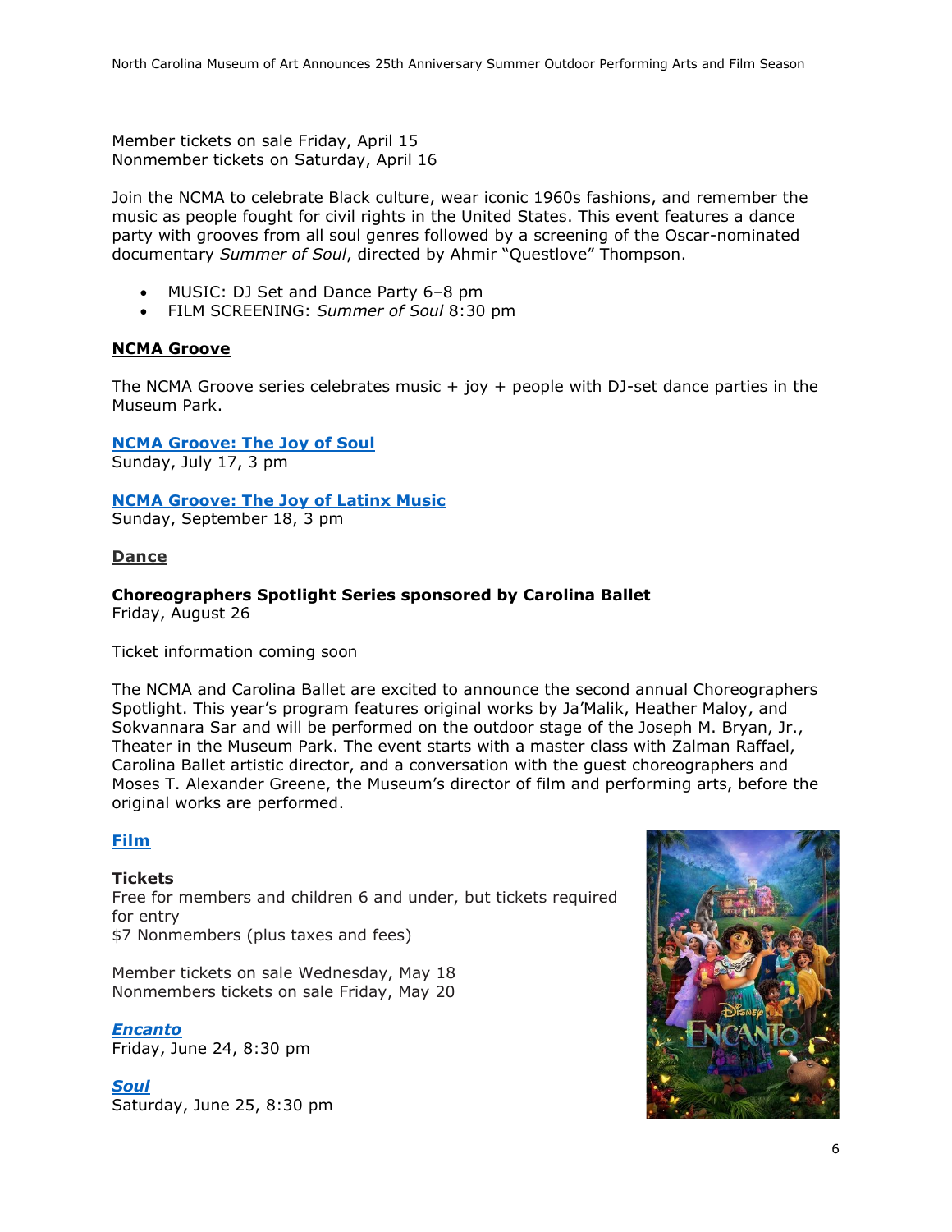Member tickets on sale Friday, April 15
Nonmember tickets on Saturday, April 16

Join the NCMA to celebrate Black culture, wear iconic 1960s fashions, and remember the music as people fought for civil rights in the United States. This event features a dance party with grooves from all soul genres followed by a screening of the Oscar-nominated documentary *Summer of Soul*, directed by Ahmir "Questlove" Thompson.

- MUSIC: DJ Set and Dance Party 6–8 pm
- FILM SCREENING: *Summer of Soul* 8:30 pm

## NCMA Groove

The NCMA Groove series celebrates music + joy + people with DJ-set dance parties in the Museum Park.

**NCMA Groove: The Joy of Soul**
Sunday, July 17, 3 pm

**NCMA Groove: The Joy of Latinx Music**
Sunday, September 18, 3 pm

## Dance

**Choreographers Spotlight Series sponsored by Carolina Ballet**
Friday, August 26

Ticket information coming soon

The NCMA and Carolina Ballet are excited to announce the second annual Choreographers Spotlight. This year's program features original works by Ja'Malik, Heather Maloy, and Sokvannara Sar and will be performed on the outdoor stage of the Joseph M. Bryan, Jr., Theater in the Museum Park. The event starts with a master class with Zalman Raffael, Carolina Ballet artistic director, and a conversation with the guest choreographers and Moses T. Alexander Greene, the Museum's director of film and performing arts, before the original works are performed.

## Film

**Tickets**
Free for members and children 6 and under, but tickets required for entry
$7 Nonmembers (plus taxes and fees)

Member tickets on sale Wednesday, May 18
Nonmembers tickets on sale Friday, May 20

***Encanto***
Friday, June 24, 8:30 pm

***Soul***
Saturday, June 25, 8:30 pm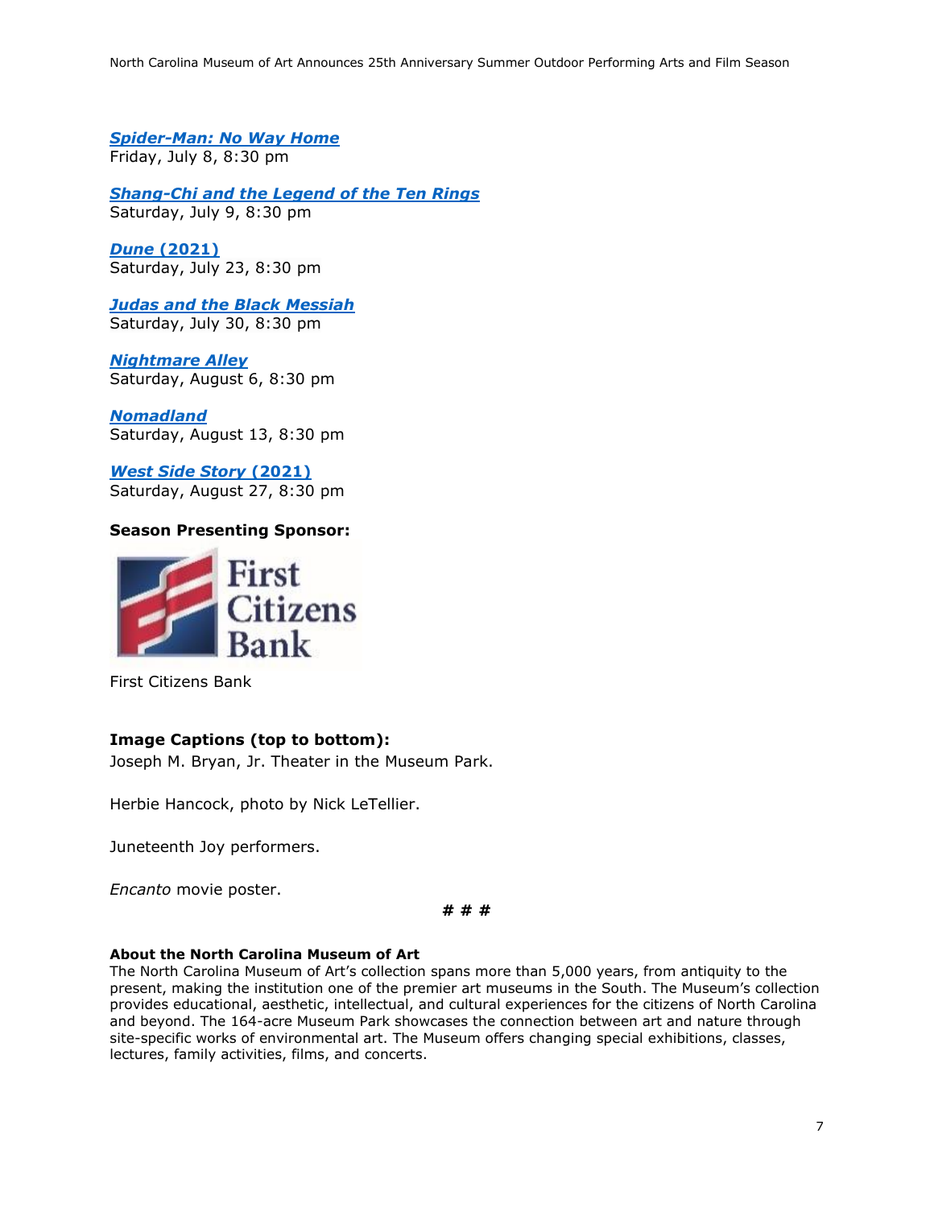***Spider-Man: No Way Home***
Friday, July 8, 8:30 pm

***Shang-Chi and the Legend of the Ten Rings***
Saturday, July 9, 8:30 pm

***Dune* (2021)**
Saturday, July 23, 8:30 pm

***Judas and the Black Messiah***
Saturday, July 30, 8:30 pm

***Nightmare Alley***
Saturday, August 6, 8:30 pm

***Nomadland***
Saturday, August 13, 8:30 pm

***West Side Story* (2021)**
Saturday, August 27, 8:30 pm

**Season Presenting Sponsor:**

First Citizens Bank

### Image Captions (top to bottom):

Joseph M. Bryan, Jr. Theater in the Museum Park.

Herbie Hancock, photo by Nick LeTellier.

Juneteenth Joy performers.

*Encanto* movie poster.

**# # #**

**About the North Carolina Museum of Art**
The North Carolina Museum of Art's collection spans more than 5,000 years, from antiquity to the present, making the institution one of the premier art museums in the South. The Museum's collection provides educational, aesthetic, intellectual, and cultural experiences for the citizens of North Carolina and beyond. The 164-acre Museum Park showcases the connection between art and nature through site-specific works of environmental art. The Museum offers changing special exhibitions, classes, lectures, family activities, films, and concerts.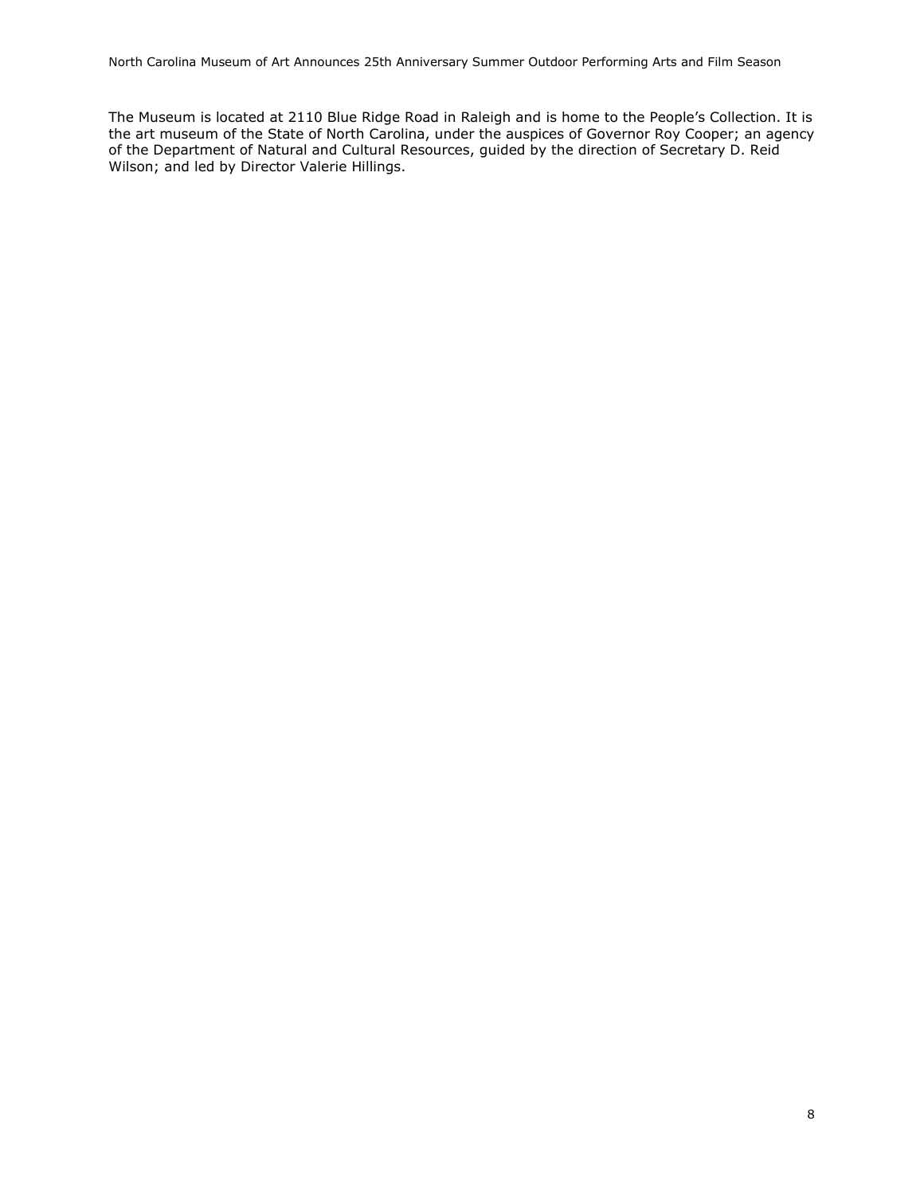The Museum is located at 2110 Blue Ridge Road in Raleigh and is home to the People's Collection. It is the art museum of the State of North Carolina, under the auspices of Governor Roy Cooper; an agency of the Department of Natural and Cultural Resources, guided by the direction of Secretary D. Reid Wilson; and led by Director Valerie Hillings.